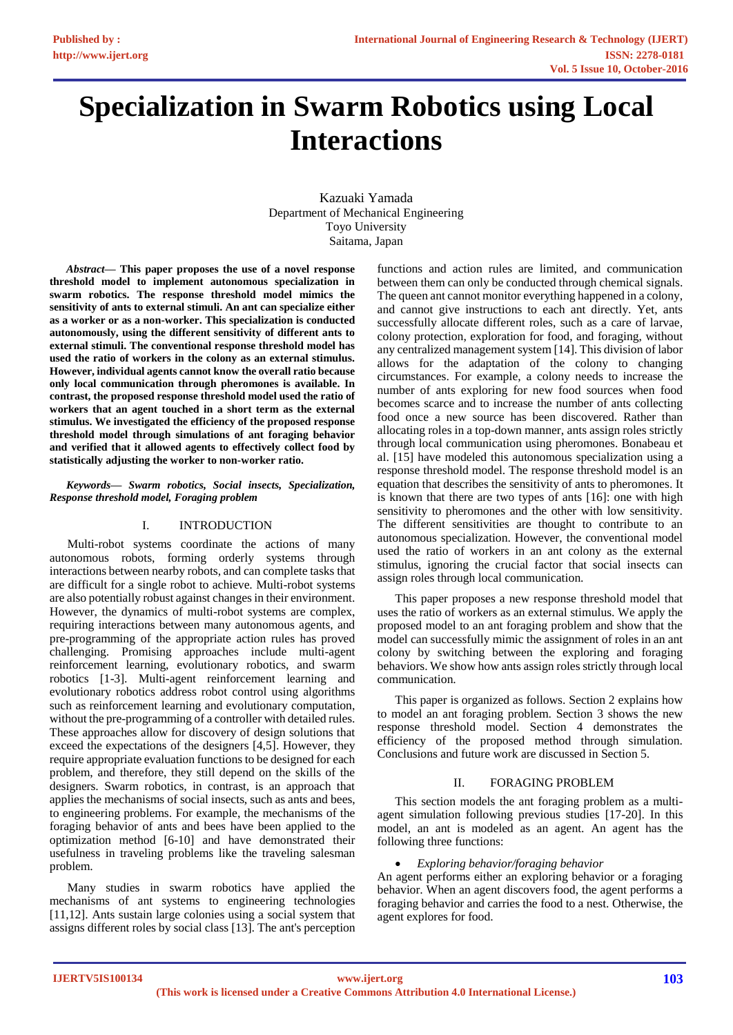# Specialization in Swarm Robotics using Local Interactions

Kazuaki Yamada
Department of Mechanical Engineering
Toyo University
Saitama, Japan

***Abstract*— This paper proposes the use of a novel response threshold model to implement autonomous specialization in swarm robotics. The response threshold model mimics the sensitivity of ants to external stimuli. An ant can specialize either as a worker or as a non-worker. This specialization is conducted autonomously, using the different sensitivity of different ants to external stimuli. The conventional response threshold model has used the ratio of workers in the colony as an external stimulus. However, individual agents cannot know the overall ratio because only local communication through pheromones is available. In contrast, the proposed response threshold model used the ratio of workers that an agent touched in a short term as the external stimulus. We investigated the efficiency of the proposed response threshold model through simulations of ant foraging behavior and verified that it allowed agents to effectively collect food by statistically adjusting the worker to non-worker ratio.**

***Keywords*— *Swarm robotics, Social insects, Specialization, Response threshold model, Foraging problem***

## I. INTRODUCTION

Multi-robot systems coordinate the actions of many autonomous robots, forming orderly systems through interactions between nearby robots, and can complete tasks that are difficult for a single robot to achieve. Multi-robot systems are also potentially robust against changes in their environment. However, the dynamics of multi-robot systems are complex, requiring interactions between many autonomous agents, and pre-programming of the appropriate action rules has proved challenging. Promising approaches include multi-agent reinforcement learning, evolutionary robotics, and swarm robotics [1-3]. Multi-agent reinforcement learning and evolutionary robotics address robot control using algorithms such as reinforcement learning and evolutionary computation, without the pre-programming of a controller with detailed rules. These approaches allow for discovery of design solutions that exceed the expectations of the designers [4,5]. However, they require appropriate evaluation functions to be designed for each problem, and therefore, they still depend on the skills of the designers. Swarm robotics, in contrast, is an approach that applies the mechanisms of social insects, such as ants and bees, to engineering problems. For example, the mechanisms of the foraging behavior of ants and bees have been applied to the optimization method [6-10] and have demonstrated their usefulness in traveling problems like the traveling salesman problem.

Many studies in swarm robotics have applied the mechanisms of ant systems to engineering technologies [11,12]. Ants sustain large colonies using a social system that assigns different roles by social class [13]. The ant's perception functions and action rules are limited, and communication between them can only be conducted through chemical signals. The queen ant cannot monitor everything happened in a colony, and cannot give instructions to each ant directly. Yet, ants successfully allocate different roles, such as a care of larvae, colony protection, exploration for food, and foraging, without any centralized management system [14]. This division of labor allows for the adaptation of the colony to changing circumstances. For example, a colony needs to increase the number of ants exploring for new food sources when food becomes scarce and to increase the number of ants collecting food once a new source has been discovered. Rather than allocating roles in a top-down manner, ants assign roles strictly through local communication using pheromones. Bonabeau et al. [15] have modeled this autonomous specialization using a response threshold model. The response threshold model is an equation that describes the sensitivity of ants to pheromones. It is known that there are two types of ants [16]: one with high sensitivity to pheromones and the other with low sensitivity. The different sensitivities are thought to contribute to an autonomous specialization. However, the conventional model used the ratio of workers in an ant colony as the external stimulus, ignoring the crucial factor that social insects can assign roles through local communication.

This paper proposes a new response threshold model that uses the ratio of workers as an external stimulus. We apply the proposed model to an ant foraging problem and show that the model can successfully mimic the assignment of roles in an ant colony by switching between the exploring and foraging behaviors. We show how ants assign roles strictly through local communication.

This paper is organized as follows. Section 2 explains how to model an ant foraging problem. Section 3 shows the new response threshold model. Section 4 demonstrates the efficiency of the proposed method through simulation. Conclusions and future work are discussed in Section 5.

## II. FORAGING PROBLEM

This section models the ant foraging problem as a multi-agent simulation following previous studies [17-20]. In this model, an ant is modeled as an agent. An agent has the following three functions:

- *Exploring behavior/foraging behavior*

An agent performs either an exploring or a foraging behavior. When an agent discovers food, the agent performs a foraging behavior and carries the food to a nest. Otherwise, the agent explores for food.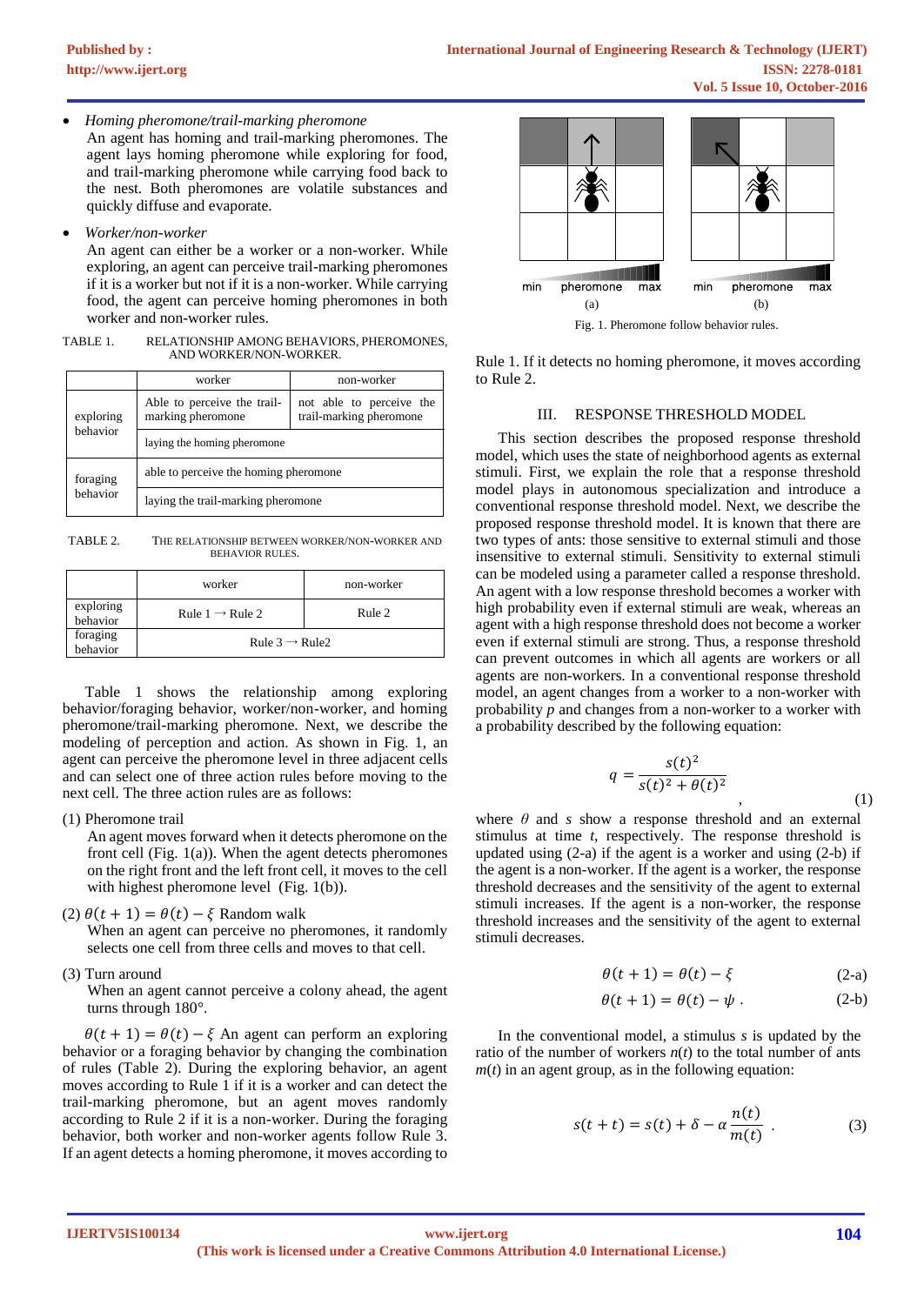- *Homing pheromone/trail-marking pheromone*
  An agent has homing and trail-marking pheromones. The agent lays homing pheromone while exploring for food, and trail-marking pheromone while carrying food back to the nest. Both pheromones are volatile substances and quickly diffuse and evaporate.

- *Worker/non-worker*
  An agent can either be a worker or a non-worker. While exploring, an agent can perceive trail-marking pheromones if it is a worker but not if it is a non-worker. While carrying food, the agent can perceive homing pheromones in both worker and non-worker rules.

TABLE 1. RELATIONSHIP AMONG BEHAVIORS, PHEROMONES, AND WORKER/NON-WORKER.

| | worker | non-worker |
|---|---|---|
| exploring behavior | Able to perceive the trail-marking pheromone | not able to perceive the trail-marking pheromone |
| | laying the homing pheromone | |
| foraging behavior | able to perceive the homing pheromone | |
| | laying the trail-marking pheromone | |

TABLE 2. THE RELATIONSHIP BETWEEN WORKER/NON-WORKER AND BEHAVIOR RULES.

| | worker | non-worker |
|---|---|---|
| exploring behavior | Rule 1 → Rule 2 | Rule 2 |
| foraging behavior | Rule 3 → Rule2 | |

Table 1 shows the relationship among exploring behavior/foraging behavior, worker/non-worker, and homing pheromone/trail-marking pheromone. Next, we describe the modeling of perception and action. As shown in Fig. 1, an agent can perceive the pheromone level in three adjacent cells and can select one of three action rules before moving to the next cell. The three action rules are as follows:

(1) Pheromone trail
  An agent moves forward when it detects pheromone on the front cell (Fig. 1(a)). When the agent detects pheromones on the right front and the left front cell, it moves to the cell with highest pheromone level (Fig. 1(b)).

(2) $\theta(t+1) = \theta(t) - \xi$ Random walk
  When an agent can perceive no pheromones, it randomly selects one cell from three cells and moves to that cell.

(3) Turn around
  When an agent cannot perceive a colony ahead, the agent turns through 180°.

$\theta(t+1) = \theta(t) - \xi$ An agent can perform an exploring behavior or a foraging behavior by changing the combination of rules (Table 2). During the exploring behavior, an agent moves according to Rule 1 if it is a worker and can detect the trail-marking pheromone, but an agent moves randomly according to Rule 2 if it is a non-worker. During the foraging behavior, both worker and non-worker agents follow Rule 3. If an agent detects a homing pheromone, it moves according to Rule 1. If it detects no homing pheromone, it moves according to Rule 2.

min pheromone max (a) min pheromone max (b)

Fig. 1. Pheromone follow behavior rules.

## III. RESPONSE THRESHOLD MODEL

This section describes the proposed response threshold model, which uses the state of neighborhood agents as external stimuli. First, we explain the role that a response threshold model plays in autonomous specialization and introduce a conventional response threshold model. Next, we describe the proposed response threshold model. It is known that there are two types of ants: those sensitive to external stimuli and those insensitive to external stimuli. Sensitivity to external stimuli can be modeled using a parameter called a response threshold. An agent with a low response threshold becomes a worker with high probability even if external stimuli are weak, whereas an agent with a high response threshold does not become a worker even if external stimuli are strong. Thus, a response threshold can prevent outcomes in which all agents are workers or all agents are non-workers. In a conventional response threshold model, an agent changes from a worker to a non-worker with probability $p$ and changes from a non-worker to a worker with a probability described by the following equation:

$$q = \frac{s(t)^2}{s(t)^2 + \theta(t)^2} \quad , \qquad (1)$$

where $\theta$ and $s$ show a response threshold and an external stimulus at time $t$, respectively. The response threshold is updated using (2-a) if the agent is a worker and using (2-b) if the agent is a non-worker. If the agent is a worker, the response threshold decreases and the sensitivity of the agent to external stimuli increases. If the agent is a non-worker, the response threshold increases and the sensitivity of the agent to external stimuli decreases.

$$\theta(t+1) = \theta(t) - \xi \qquad (2\text{-a})$$

$$\theta(t+1) = \theta(t) - \psi \,. \qquad (2\text{-b})$$

In the conventional model, a stimulus $s$ is updated by the ratio of the number of workers $n(t)$ to the total number of ants $m(t)$ in an agent group, as in the following equation:

$$s(t+t) = s(t) + \delta - \alpha \frac{n(t)}{m(t)} \,. \qquad (3)$$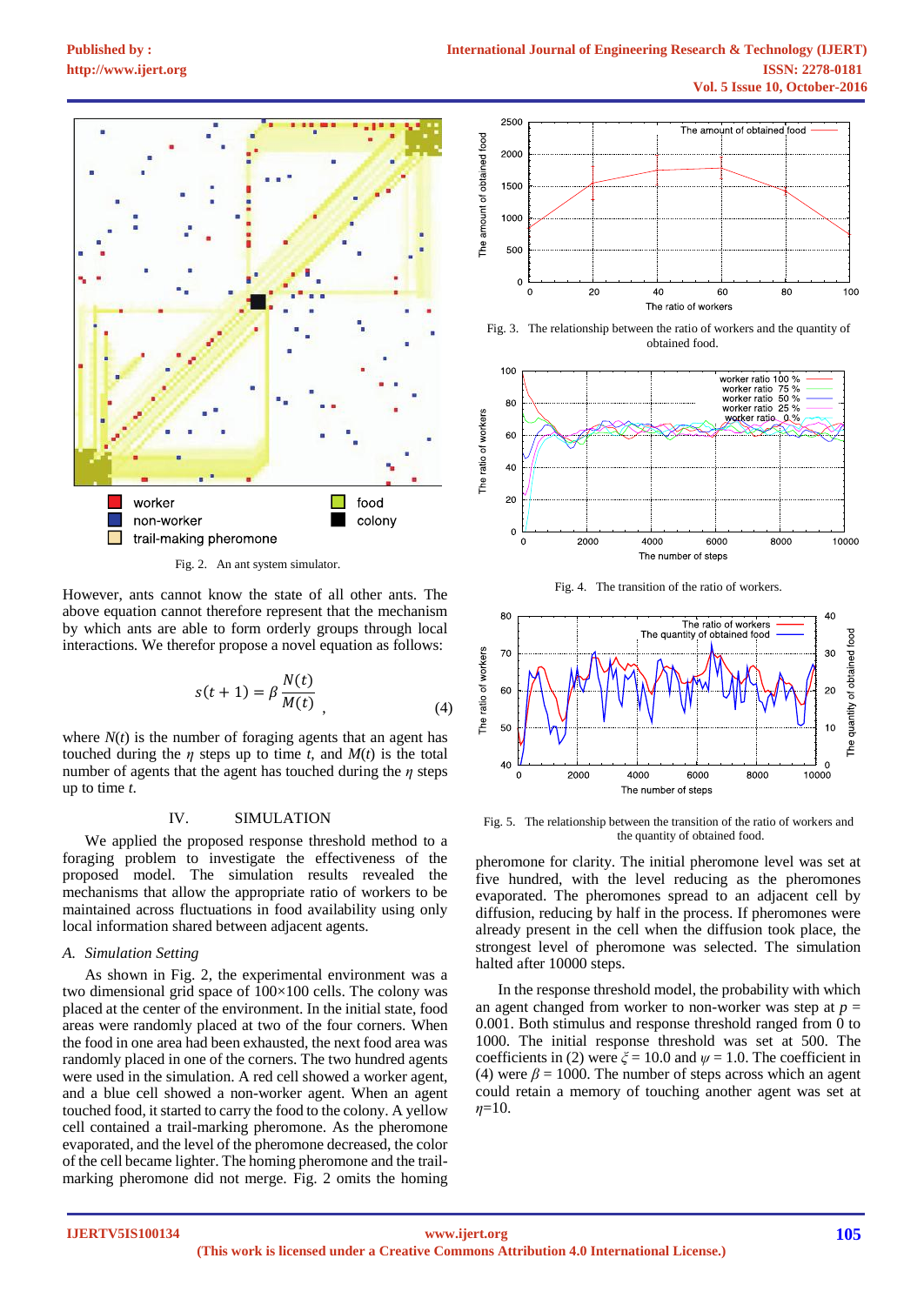Fig. 2. An ant system simulator.

However, ants cannot know the state of all other ants. The above equation cannot therefore represent that the mechanism by which ants are able to form orderly groups through local interactions. We therefor propose a novel equation as follows:

$$s(t+1) = \beta \frac{N(t)}{M(t)}, \tag{4}$$

where $N(t)$ is the number of foraging agents that an agent has touched during the $\eta$ steps up to time $t$, and $M(t)$ is the total number of agents that the agent has touched during the $\eta$ steps up to time $t$.

## IV. SIMULATION

We applied the proposed response threshold method to a foraging problem to investigate the effectiveness of the proposed model. The simulation results revealed the mechanisms that allow the appropriate ratio of workers to be maintained across fluctuations in food availability using only local information shared between adjacent agents.

### A. Simulation Setting

As shown in Fig. 2, the experimental environment was a two dimensional grid space of 100×100 cells. The colony was placed at the center of the environment. In the initial state, food areas were randomly placed at two of the four corners. When the food in one area had been exhausted, the next food area was randomly placed in one of the corners. The two hundred agents were used in the simulation. A red cell showed a worker agent, and a blue cell showed a non-worker agent. When an agent touched food, it started to carry the food to the colony. A yellow cell contained a trail-making pheromone. As the pheromone evaporated, and the level of the pheromone decreased, the color of the cell became lighter. The homing pheromone and the trail-marking pheromone did not merge. Fig. 2 omits the homing pheromone for clarity. The initial pheromone level was set at five hundred, with the level reducing as the pheromones evaporated. The pheromones spread to an adjacent cell by diffusion, reducing by half in the process. If pheromones were already present in the cell when the diffusion took place, the strongest level of pheromone was selected. The simulation halted after 10000 steps.

In the response threshold model, the probability with which an agent changed from worker to non-worker was step at $p$ = 0.001. Both stimulus and response threshold ranged from 0 to 1000. The initial response threshold was set at 500. The coefficients in (2) were $\xi$ = 10.0 and $\psi$ = 1.0. The coefficient in (4) were $\beta$ = 1000. The number of steps across which an agent could retain a memory of touching another agent was set at $\eta$=10.

Fig. 3. The relationship between the ratio of workers and the quantity of obtained food.

Fig. 4. The transition of the ratio of workers.

Fig. 5. The relationship between the transition of the ratio of workers and the quantity of obtained food.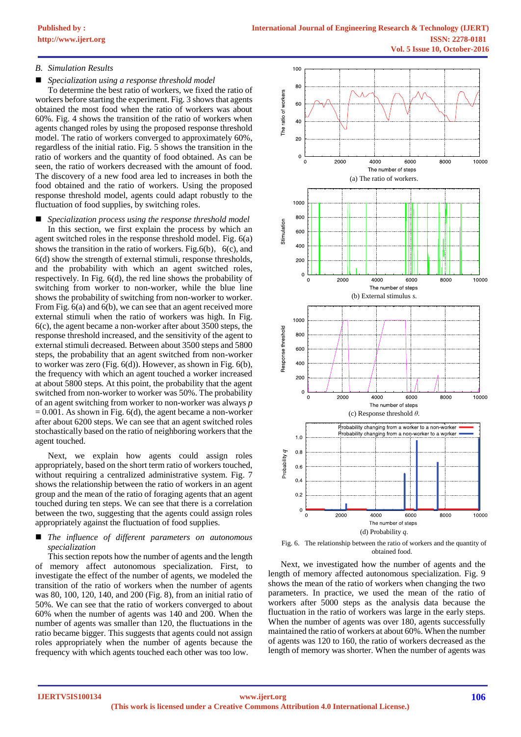### B. Simulation Results

- *Specialization using a response threshold model*

To determine the best ratio of workers, we fixed the ratio of workers before starting the experiment. Fig. 3 shows that agents obtained the most food when the ratio of workers was about 60%. Fig. 4 shows the transition of the ratio of workers when agents changed roles by using the proposed response threshold model. The ratio of workers converged to approximately 60%, regardless of the initial ratio. Fig. 5 shows the transition in the ratio of workers and the quantity of food obtained. As can be seen, the ratio of workers decreased with the amount of food. The discovery of a new food area led to increases in both the food obtained and the ratio of workers. Using the proposed response threshold model, agents could adapt robustly to the fluctuation of food supplies, by switching roles.

- *Specialization process using the response threshold model*

In this section, we first explain the process by which an agent switched roles in the response threshold model. Fig. 6(a) shows the transition in the ratio of workers. Fig.6(b), 6(c), and 6(d) show the strength of external stimuli, response thresholds, and the probability with which an agent switched roles, respectively. In Fig. 6(d), the red line shows the probability of switching from worker to non-worker, while the blue line shows the probability of switching from non-worker to worker. From Fig. 6(a) and 6(b), we can see that an agent received more external stimuli when the ratio of workers was high. In Fig. 6(c), the agent became a non-worker after about 3500 steps, the response threshold increased, and the sensitivity of the agent to external stimuli decreased. Between about 3500 steps and 5800 steps, the probability that an agent switched from non-worker to worker was zero (Fig. 6(d)). However, as shown in Fig. 6(b), the frequency with which an agent touched a worker increased at about 5800 steps. At this point, the probability that the agent switched from non-worker to worker was 50%. The probability of an agent switching from worker to non-worker was always $p = 0.001$. As shown in Fig. 6(d), the agent became a non-worker after about 6200 steps. We can see that an agent switched roles stochastically based on the ratio of neighboring workers that the agent touched.

Next, we explain how agents could assign roles appropriately, based on the short term ratio of workers touched, without requiring a centralized administrative system. Fig. 7 shows the relationship between the ratio of workers in an agent group and the mean of the ratio of foraging agents that an agent touched during ten steps. We can see that there is a correlation between the two, suggesting that the agents could assign roles appropriately against the fluctuation of food supplies.

- *The influence of different parameters on autonomous specialization*

This section repots how the number of agents and the length of memory affect autonomous specialization. First, to investigate the effect of the number of agents, we modeled the transition of the ratio of workers when the number of agents was 80, 100, 120, 140, and 200 (Fig. 8), from an initial ratio of 50%. We can see that the ratio of workers converged to about 60% when the number of agents was 140 and 200. When the number of agents was smaller than 120, the fluctuations in the ratio became bigger. This suggests that agents could not assign roles appropriately when the number of agents because the frequency with which agents touched each other was too low.

(a) The ratio of workers.

(b) External stimulus $s$.

(c) Response threshold $\theta$.

(d) Probability $q$.

Fig. 6. The relationship between the ratio of workers and the quantity of obtained food.

Next, we investigated how the number of agents and the length of memory affected autonomous specialization. Fig. 9 shows the mean of the ratio of workers when changing the two parameters. In practice, we used the mean of the ratio of workers after 5000 steps as the analysis data because the fluctuation in the ratio of workers was large in the early steps. When the number of agents was over 180, agents successfully maintained the ratio of workers at about 60%. When the number of agents was 120 to 160, the ratio of workers decreased as the length of memory was shorter. When the number of agents was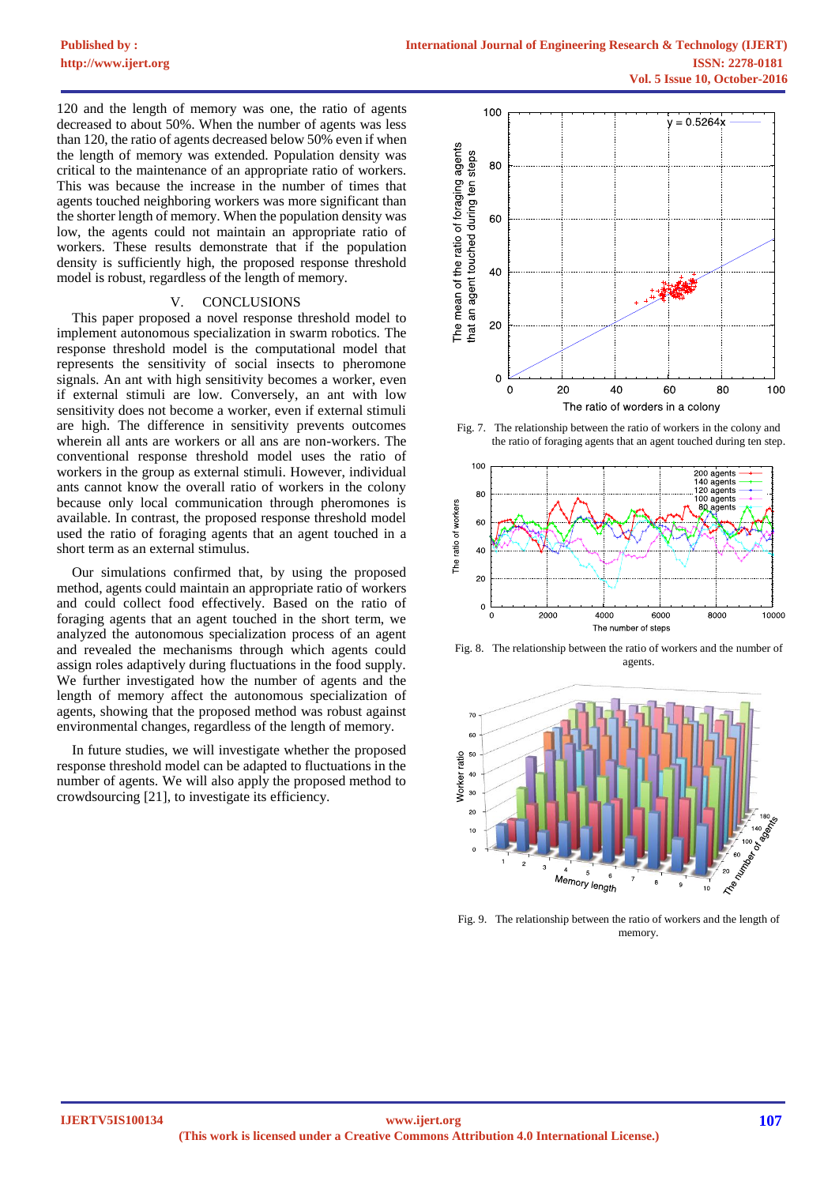120 and the length of memory was one, the ratio of agents decreased to about 50%. When the number of agents was less than 120, the ratio of agents decreased below 50% even if when the length of memory was extended. Population density was critical to the maintenance of an appropriate ratio of workers. This was because the increase in the number of times that agents touched neighboring workers was more significant than the shorter length of memory. When the population density was low, the agents could not maintain an appropriate ratio of workers. These results demonstrate that if the population density is sufficiently high, the proposed response threshold model is robust, regardless of the length of memory.

## V. CONCLUSIONS

This paper proposed a novel response threshold model to implement autonomous specialization in swarm robotics. The response threshold model is the computational model that represents the sensitivity of social insects to pheromone signals. An ant with high sensitivity becomes a worker, even if external stimuli are low. Conversely, an ant with low sensitivity does not become a worker, even if external stimuli are high. The difference in sensitivity prevents outcomes wherein all ants are workers or all ans are non-workers. The conventional response threshold model uses the ratio of workers in the group as external stimuli. However, individual ants cannot know the overall ratio of workers in the colony because only local communication through pheromones is available. In contrast, the proposed response threshold model used the ratio of foraging agents that an agent touched in a short term as an external stimulus.

Our simulations confirmed that, by using the proposed method, agents could maintain an appropriate ratio of workers and could collect food effectively. Based on the ratio of foraging agents that an agent touched in the short term, we analyzed the autonomous specialization process of an agent and revealed the mechanisms through which agents could assign roles adaptively during fluctuations in the food supply. We further investigated how the number of agents and the length of memory affect the autonomous specialization of agents, showing that the proposed method was robust against environmental changes, regardless of the length of memory.

In future studies, we will investigate whether the proposed response threshold model can be adapted to fluctuations in the number of agents. We will also apply the proposed method to crowdsourcing [21], to investigate its efficiency.

Fig. 7. The relationship between the ratio of workers in the colony and the ratio of foraging agents that an agent touched during ten step.

Fig. 8. The relationship between the ratio of workers and the number of agents.

Fig. 9. The relationship between the ratio of workers and the length of memory.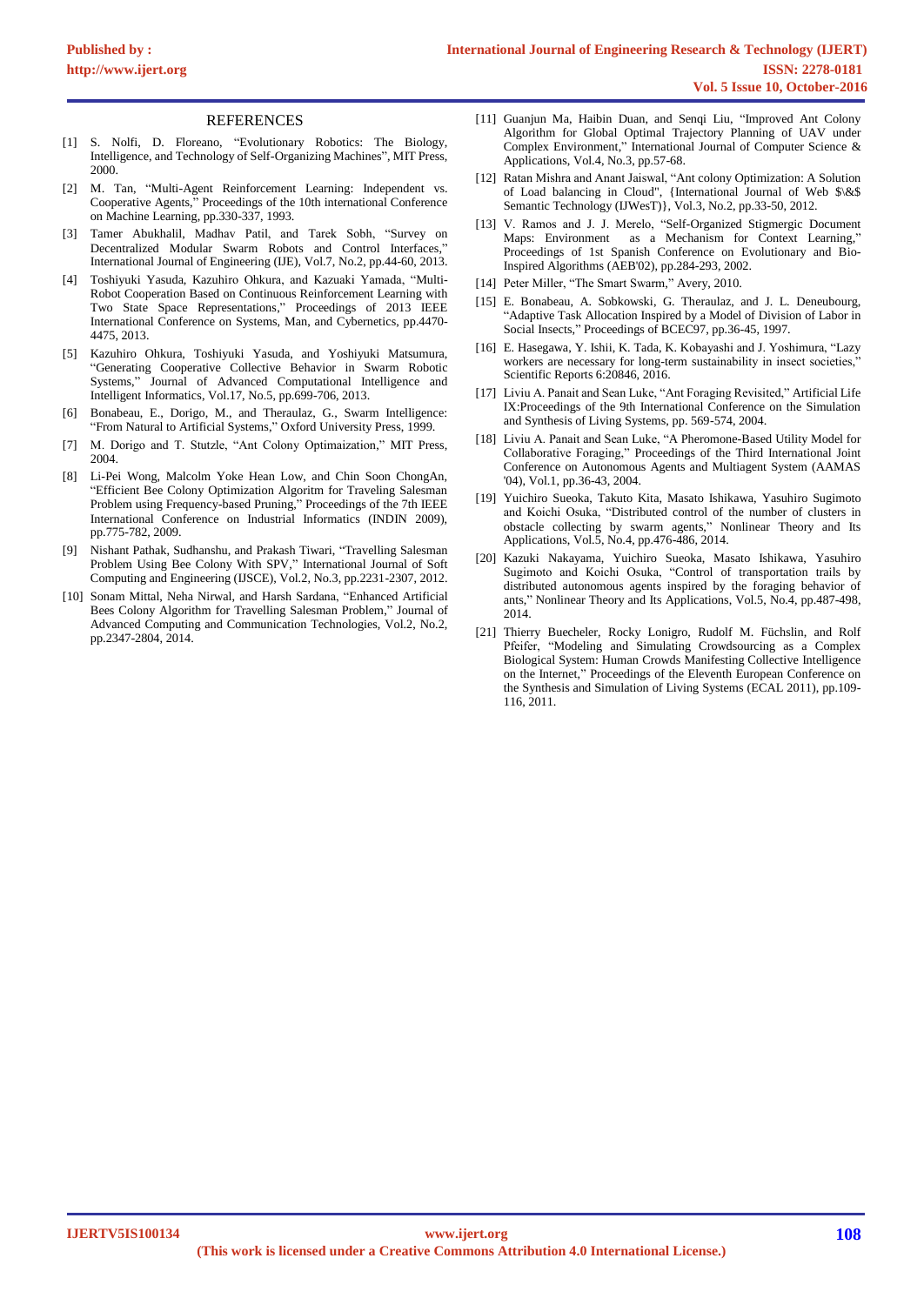## REFERENCES

[1] S. Nolfi, D. Floreano, "Evolutionary Robotics: The Biology, Intelligence, and Technology of Self-Organizing Machines", MIT Press, 2000.

[2] M. Tan, "Multi-Agent Reinforcement Learning: Independent vs. Cooperative Agents," Proceedings of the 10th international Conference on Machine Learning, pp.330-337, 1993.

[3] Tamer Abukhalil, Madhav Patil, and Tarek Sobh, "Survey on Decentralized Modular Swarm Robots and Control Interfaces," International Journal of Engineering (IJE), Vol.7, No.2, pp.44-60, 2013.

[4] Toshiyuki Yasuda, Kazuhiro Ohkura, and Kazuaki Yamada, "Multi-Robot Cooperation Based on Continuous Reinforcement Learning with Two State Space Representations," Proceedings of 2013 IEEE International Conference on Systems, Man, and Cybernetics, pp.4470-4475, 2013.

[5] Kazuhiro Ohkura, Toshiyuki Yasuda, and Yoshiyuki Matsumura, "Generating Cooperative Collective Behavior in Swarm Robotic Systems," Journal of Advanced Computational Intelligence and Intelligent Informatics, Vol.17, No.5, pp.699-706, 2013.

[6] Bonabeau, E., Dorigo, M., and Theraulaz, G., Swarm Intelligence: "From Natural to Artificial Systems," Oxford University Press, 1999.

[7] M. Dorigo and T. Stutzle, "Ant Colony Optimaization," MIT Press, 2004.

[8] Li-Pei Wong, Malcolm Yoke Hean Low, and Chin Soon ChongAn, "Efficient Bee Colony Optimization Algoritm for Traveling Salesman Problem using Frequency-based Pruning," Proceedings of the 7th IEEE International Conference on Industrial Informatics (INDIN 2009), pp.775-782, 2009.

[9] Nishant Pathak, Sudhanshu, and Prakash Tiwari, "Travelling Salesman Problem Using Bee Colony With SPV," International Journal of Soft Computing and Engineering (IJSCE), Vol.2, No.3, pp.2231-2307, 2012.

[10] Sonam Mittal, Neha Nirwal, and Harsh Sardana, "Enhanced Artificial Bees Colony Algorithm for Travelling Salesman Problem," Journal of Advanced Computing and Communication Technologies, Vol.2, No.2, pp.2347-2804, 2014.

[11] Guanjun Ma, Haibin Duan, and Senqi Liu, "Improved Ant Colony Algorithm for Global Optimal Trajectory Planning of UAV under Complex Environment," International Journal of Computer Science & Applications, Vol.4, No.3, pp.57-68.

[12] Ratan Mishra and Anant Jaiswal, "Ant colony Optimization: A Solution of Load balancing in Cloud", {International Journal of Web $\&$ Semantic Technology (IJWesT)}, Vol.3, No.2, pp.33-50, 2012.

[13] V. Ramos and J. J. Merelo, "Self-Organized Stigmergic Document Maps: Environment as a Mechanism for Context Learning," Proceedings of 1st Spanish Conference on Evolutionary and Bio-Inspired Algorithms (AEB'02), pp.284-293, 2002.

[14] Peter Miller, "The Smart Swarm," Avery, 2010.

[15] E. Bonabeau, A. Sobkowski, G. Theraulaz, and J. L. Deneubourg, "Adaptive Task Allocation Inspired by a Model of Division of Labor in Social Insects," Proceedings of BCEC97, pp.36-45, 1997.

[16] E. Hasegawa, Y. Ishii, K. Tada, K. Kobayashi and J. Yoshimura, "Lazy workers are necessary for long-term sustainability in insect societies," Scientific Reports 6:20846, 2016.

[17] Liviu A. Panait and Sean Luke, "Ant Foraging Revisited," Artificial Life IX:Proceedings of the 9th International Conference on the Simulation and Synthesis of Living Systems, pp. 569-574, 2004.

[18] Liviu A. Panait and Sean Luke, "A Pheromone-Based Utility Model for Collaborative Foraging," Proceedings of the Third International Joint Conference on Autonomous Agents and Multiagent System (AAMAS '04), Vol.1, pp.36-43, 2004.

[19] Yuichiro Sueoka, Takuto Kita, Masato Ishikawa, Yasuhiro Sugimoto and Koichi Osuka, "Distributed control of the number of clusters in obstacle collecting by swarm agents," Nonlinear Theory and Its Applications, Vol.5, No.4, pp.476-486, 2014.

[20] Kazuki Nakayama, Yuichiro Sueoka, Masato Ishikawa, Yasuhiro Sugimoto and Koichi Osuka, "Control of transportation trails by distributed autonomous agents inspired by the foraging behavior of ants," Nonlinear Theory and Its Applications, Vol.5, No.4, pp.487-498, 2014.

[21] Thierry Buecheler, Rocky Lonigro, Rudolf M. Füchslin, and Rolf Pfeifer, "Modeling and Simulating Crowdsourcing as a Complex Biological System: Human Crowds Manifesting Collective Intelligence on the Internet," Proceedings of the Eleventh European Conference on the Synthesis and Simulation of Living Systems (ECAL 2011), pp.109-116, 2011.